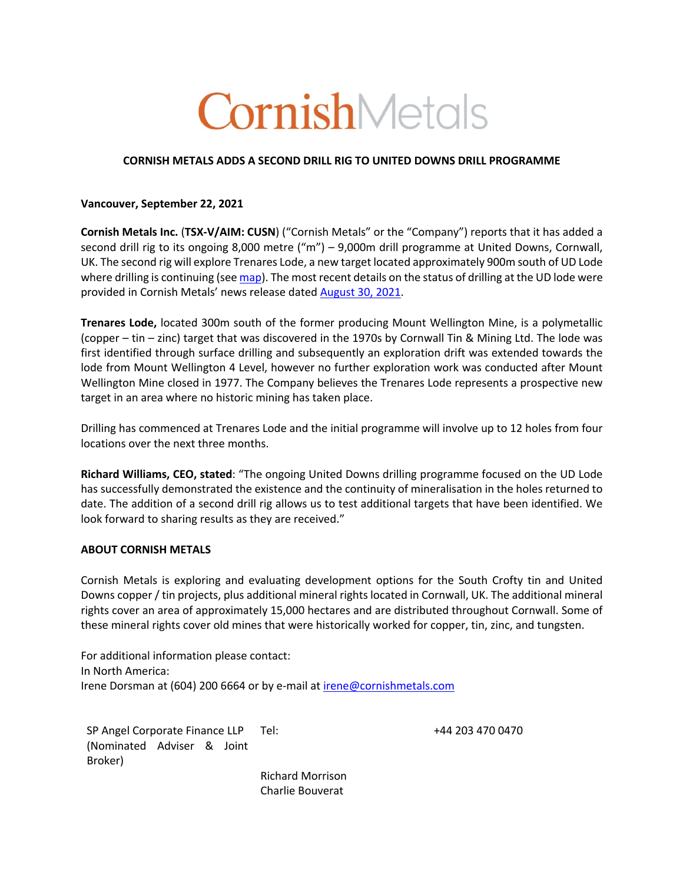# CornishMetals

## CORNISH METALS ADDS A SECOND DRILL RIG TO UNITED DOWNS DRILL PROGRAMME

**Vancouver, September 22, 2021**

**Cornish Metals Inc.** (**TSX-V/AIM: CUSN**) ("Cornish Metals" or the "Company") reports that it has added a second drill rig to its ongoing 8,000 metre ("m") – 9,000m drill programme at United Downs, Cornwall, UK. The second rig will explore Trenares Lode, a new target located approximately 900m south of UD Lode where drilling is continuing (see [map](map)). The most recent details on the status of drilling at the UD lode were provided in Cornish Metals' news release dated [August 30, 2021](August 30, 2021).

**Trenares Lode,** located 300m south of the former producing Mount Wellington Mine, is a polymetallic (copper – tin – zinc) target that was discovered in the 1970s by Cornwall Tin & Mining Ltd. The lode was first identified through surface drilling and subsequently an exploration drift was extended towards the lode from Mount Wellington 4 Level, however no further exploration work was conducted after Mount Wellington Mine closed in 1977. The Company believes the Trenares Lode represents a prospective new target in an area where no historic mining has taken place.

Drilling has commenced at Trenares Lode and the initial programme will involve up to 12 holes from four locations over the next three months.

**Richard Williams, CEO, stated**: "The ongoing United Downs drilling programme focused on the UD Lode has successfully demonstrated the existence and the continuity of mineralisation in the holes returned to date. The addition of a second drill rig allows us to test additional targets that have been identified. We look forward to sharing results as they are received."

**ABOUT CORNISH METALS**

Cornish Metals is exploring and evaluating development options for the South Crofty tin and United Downs copper / tin projects, plus additional mineral rights located in Cornwall, UK. The additional mineral rights cover an area of approximately 15,000 hectares and are distributed throughout Cornwall. Some of these mineral rights cover old mines that were historically worked for copper, tin, zinc, and tungsten.

For additional information please contact:
In North America:
Irene Dorsman at (604) 200 6664 or by e-mail at irene@cornishmetals.com

| | | |
|---|---|---|
| SP Angel Corporate Finance LLP (Nominated Adviser & Joint Broker) | Tel: | +44 203 470 0470 |
| | Richard Morrison<br>Charlie Bouverat | |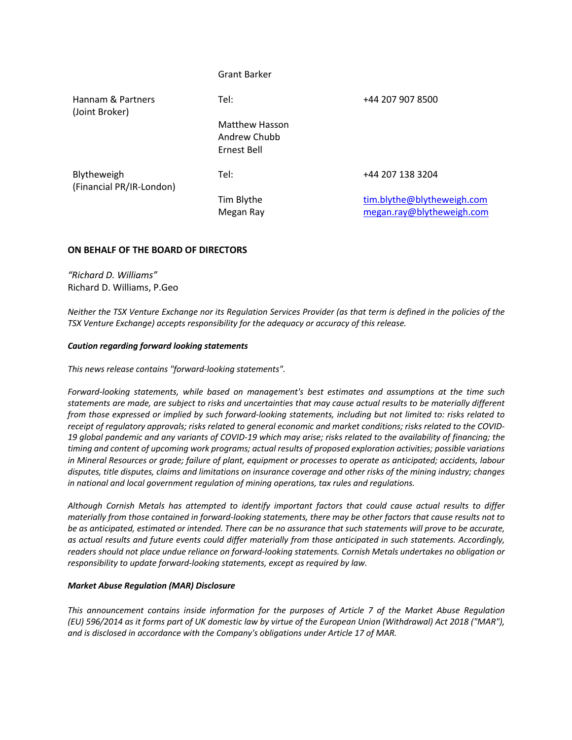| | | |
|---|---|---|
| | Grant Barker | |
| Hannam & Partners (Joint Broker) | Tel: | +44 207 907 8500 |
| | Matthew Hasson<br>Andrew Chubb<br>Ernest Bell | |
| Blytheweigh (Financial PR/IR-London) | Tel: | +44 207 138 3204 |
| | Tim Blythe<br>Megan Ray | tim.blythe@blytheweigh.com<br>megan.ray@blytheweigh.com |

**ON BEHALF OF THE BOARD OF DIRECTORS**

*"Richard D. Williams"*
Richard D. Williams, P.Geo

*Neither the TSX Venture Exchange nor its Regulation Services Provider (as that term is defined in the policies of the TSX Venture Exchange) accepts responsibility for the adequacy or accuracy of this release.*

***Caution regarding forward looking statements***

*This news release contains "forward-looking statements".*

*Forward-looking statements, while based on management's best estimates and assumptions at the time such statements are made, are subject to risks and uncertainties that may cause actual results to be materially different from those expressed or implied by such forward-looking statements, including but not limited to: risks related to receipt of regulatory approvals; risks related to general economic and market conditions; risks related to the COVID-19 global pandemic and any variants of COVID-19 which may arise; risks related to the availability of financing; the timing and content of upcoming work programs; actual results of proposed exploration activities; possible variations in Mineral Resources or grade; failure of plant, equipment or processes to operate as anticipated; accidents, labour disputes, title disputes, claims and limitations on insurance coverage and other risks of the mining industry; changes in national and local government regulation of mining operations, tax rules and regulations.*

*Although Cornish Metals has attempted to identify important factors that could cause actual results to differ materially from those contained in forward-looking statements, there may be other factors that cause results not to be as anticipated, estimated or intended. There can be no assurance that such statements will prove to be accurate, as actual results and future events could differ materially from those anticipated in such statements. Accordingly, readers should not place undue reliance on forward-looking statements. Cornish Metals undertakes no obligation or responsibility to update forward-looking statements, except as required by law.*

***Market Abuse Regulation (MAR) Disclosure***

*This announcement contains inside information for the purposes of Article 7 of the Market Abuse Regulation (EU) 596/2014 as it forms part of UK domestic law by virtue of the European Union (Withdrawal) Act 2018 ("MAR"), and is disclosed in accordance with the Company's obligations under Article 17 of MAR.*